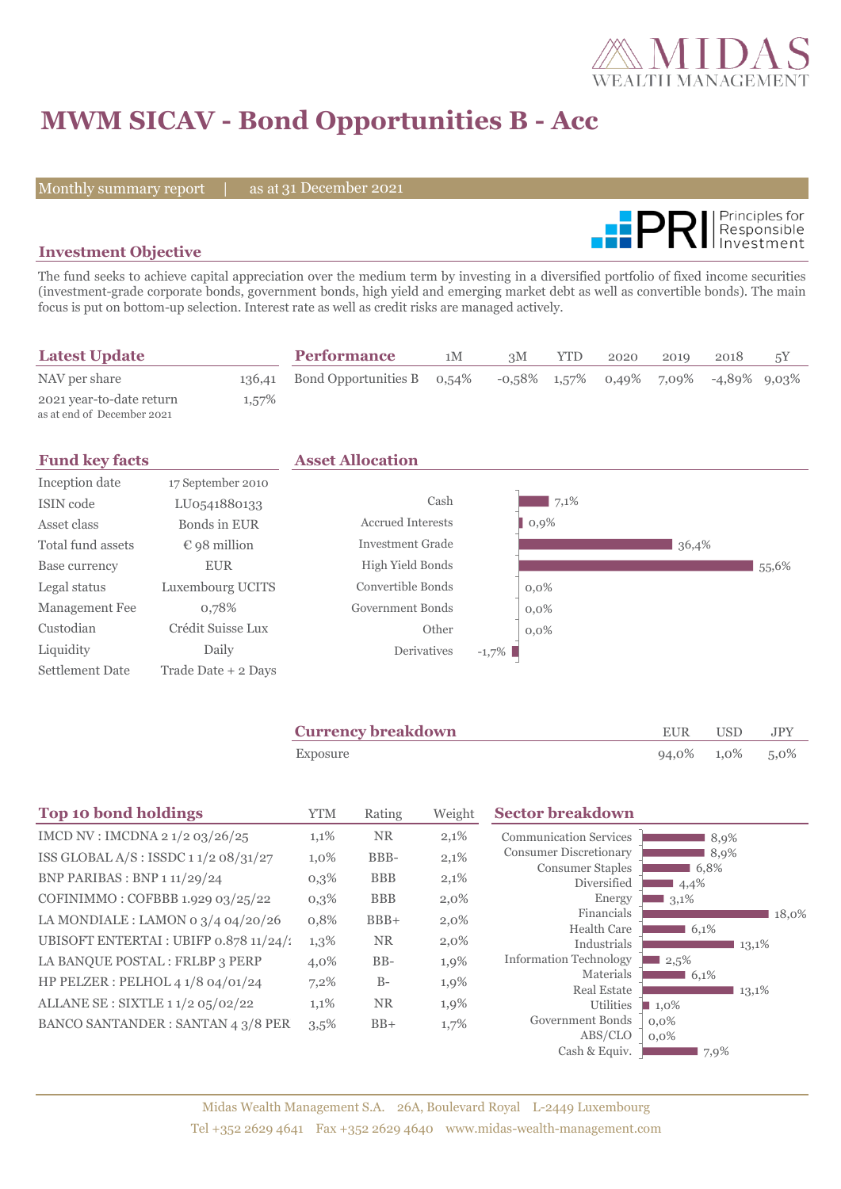MIDAS WEALTH MANAGEMENT

# MWM SICAV - Bond Opportunities B - Acc

Monthly summary report | as at 31 December 2021

PRI Principles for Responsible Investment

## Investment Objective

The fund seeks to achieve capital appreciation over the medium term by investing in a diversified portfolio of fixed income securities (investment-grade corporate bonds, government bonds, high yield and emerging market debt as well as convertible bonds). The main focus is put on bottom-up selection. Interest rate as well as credit risks are managed actively.

## Latest Update

| | |
|---|---|
| NAV per share | 136,41 |
| 2021 year-to-date return<br>as at end of December 2021 | 1,57% |

## Performance

| | 1M | 3M | YTD | 2020 | 2019 | 2018 | 5Y |
|---|---|---|---|---|---|---|---|
| Bond Opportunities B | 0,54% | -0,58% | 1,57% | 0,49% | 7,09% | -4,89% | 9,03% |

## Fund key facts

| | |
|---|---|
| Inception date | 17 September 2010 |
| ISIN code | LU0541880133 |
| Asset class | Bonds in EUR |
| Total fund assets | € 98 million |
| Base currency | EUR |
| Legal status | Luxembourg UCITS |
| Management Fee | 0,78% |
| Custodian | Crédit Suisse Lux |
| Liquidity | Daily |
| Settlement Date | Trade Date + 2 Days |

## Asset Allocation

| | |
|---|---|
| Cash | 7,1% |
| Accrued Interests | 0,9% |
| Investment Grade | 36,4% |
| High Yield Bonds | 55,6% |
| Convertible Bonds | 0,0% |
| Government Bonds | 0,0% |
| Other | 0,0% |
| Derivatives | -1,7% |

## Currency breakdown

| | EUR | USD | JPY |
|---|---|---|---|
| Exposure | 94,0% | 1,0% | 5,0% |

## Top 10 bond holdings

| | YTM | Rating | Weight |
|---|---|---|---|
| IMCD NV : IMCDNA 2 1/2 03/26/25 | 1,1% | NR | 2,1% |
| ISS GLOBAL A/S : ISSDC 1 1/2 08/31/27 | 1,0% | BBB- | 2,1% |
| BNP PARIBAS : BNP 1 11/29/24 | 0,3% | BBB | 2,1% |
| COFINIMMO : COFBBB 1.929 03/25/22 | 0,3% | BBB | 2,0% |
| LA MONDIALE : LAMON 0 3/4 04/20/26 | 0,8% | BBB+ | 2,0% |
| UBISOFT ENTERTAI : UBIFP 0.878 11/24/2 | 1,3% | NR | 2,0% |
| LA BANQUE POSTAL : FRLBP 3 PERP | 4,0% | BB- | 1,9% |
| HP PELZER : PELHOL 4 1/8 04/01/24 | 7,2% | B- | 1,9% |
| ALLANE SE : SIXTLE 1 1/2 05/02/22 | 1,1% | NR | 1,9% |
| BANCO SANTANDER : SANTAN 4 3/8 PER | 3,5% | BB+ | 1,7% |

## Sector breakdown

| | |
|---|---|
| Communication Services | 8,9% |
| Consumer Discretionary | 8,9% |
| Consumer Staples | 6,8% |
| Diversified | 4,4% |
| Energy | 3,1% |
| Financials | 18,0% |
| Health Care | 6,1% |
| Industrials | 13,1% |
| Information Technology | 2,5% |
| Materials | 6,1% |
| Real Estate | 13,1% |
| Utilities | 1,0% |
| Government Bonds | 0,0% |
| ABS/CLO | 0,0% |
| Cash & Equiv. | 7,9% |

Midas Wealth Management S.A. 26A, Boulevard Royal L-2449 Luxembourg
Tel +352 2629 4641 Fax +352 2629 4640 www.midas-wealth-management.com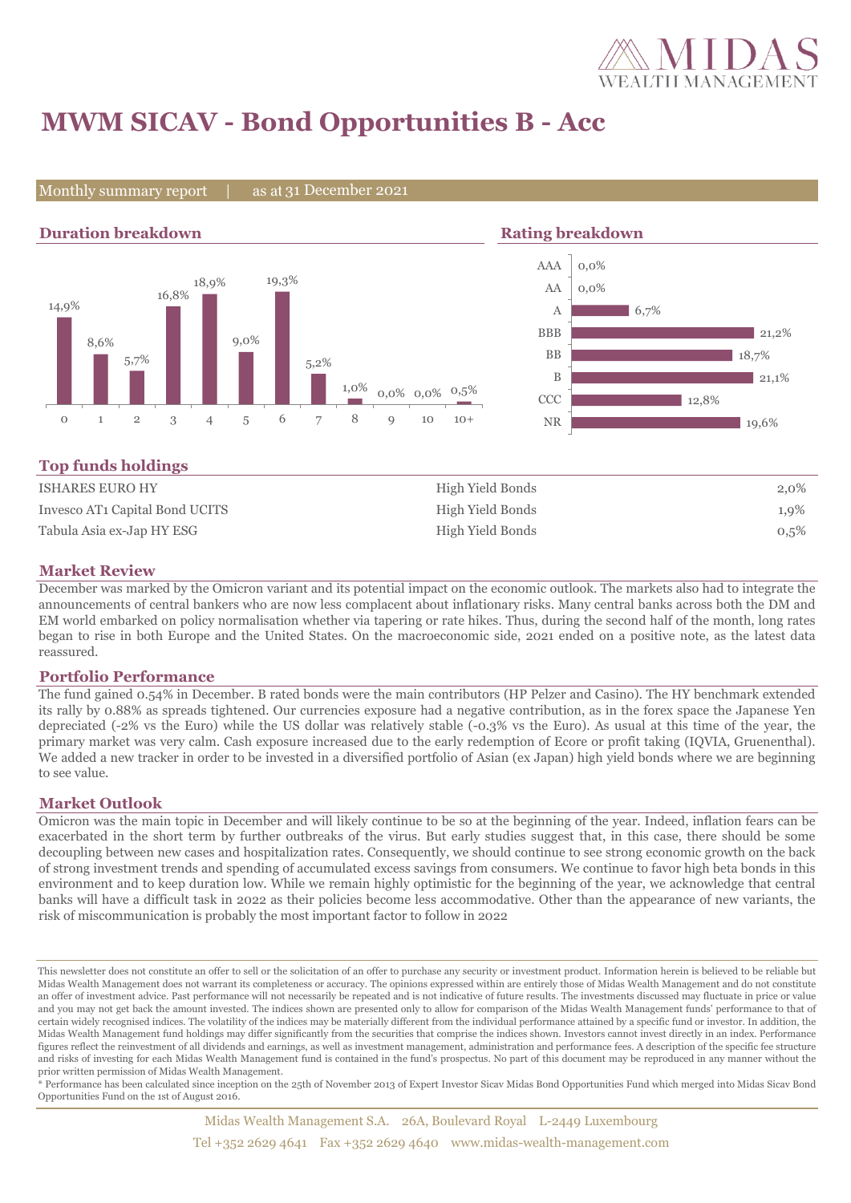# MWM SICAV - Bond Opportunities B - Acc

Monthly summary report | as at 31 December 2021

## Duration breakdown

14,9%
8,6%
5,7%
16,8%
18,9%
9,0%
19,3%
5,2%
1,0%
0,0%
0,0%
0,5%

0 1 2 3 4 5 6 7 8 9 10 10+

## Rating breakdown

AAA 0,0%
AA 0,0%
A 6,7%
BBB 21,2%
BB 18,7%
B 21,1%
CCC 12,8%
NR 19,6%

## Top funds holdings

| | | |
|---|---|---|
| ISHARES EURO HY | High Yield Bonds | 2,0% |
| Invesco AT1 Capital Bond UCITS | High Yield Bonds | 1,9% |
| Tabula Asia ex-Jap HY ESG | High Yield Bonds | 0,5% |

## Market Review

December was marked by the Omicron variant and its potential impact on the economic outlook. The markets also had to integrate the announcements of central bankers who are now less complacent about inflationary risks. Many central banks across both the DM and EM world embarked on policy normalisation whether via tapering or rate hikes. Thus, during the second half of the month, long rates began to rise in both Europe and the United States. On the macroeconomic side, 2021 ended on a positive note, as the latest data reassured.

## Portfolio Performance

The fund gained 0.54% in December. B rated bonds were the main contributors (HP Pelzer and Casino). The HY benchmark extended its rally by 0.88% as spreads tightened. Our currencies exposure had a negative contribution, as in the forex space the Japanese Yen depreciated (-2% vs the Euro) while the US dollar was relatively stable (-0.3% vs the Euro). As usual at this time of the year, the primary market was very calm. Cash exposure increased due to the early redemption of Ecore or profit taking (IQVIA, Gruenenthal). We added a new tracker in order to be invested in a diversified portfolio of Asian (ex Japan) high yield bonds where we are beginning to see value.

## Market Outlook

Omicron was the main topic in December and will likely continue to be so at the beginning of the year. Indeed, inflation fears can be exacerbated in the short term by further outbreaks of the virus. But early studies suggest that, in this case, there should be some decoupling between new cases and hospitalization rates. Consequently, we should continue to see strong economic growth on the back of strong investment trends and spending of accumulated excess savings from consumers. We continue to favor high beta bonds in this environment and to keep duration low. While we remain highly optimistic for the beginning of the year, we acknowledge that central banks will have a difficult task in 2022 as their policies become less accommodative. Other than the appearance of new variants, the risk of miscommunication is probably the most important factor to follow in 2022

This newsletter does not constitute an offer to sell or the solicitation of an offer to purchase any security or investment product. Information herein is believed to be reliable but Midas Wealth Management does not warrant its completeness or accuracy. The opinions expressed within are entirely those of Midas Wealth Management and do not constitute an offer of investment advice. Past performance will not necessarily be repeated and is not indicative of future results. The investments discussed may fluctuate in price or value and you may not get back the amount invested. The indices shown are presented only to allow for comparison of the Midas Wealth Management funds' performance to that of certain widely recognised indices. The volatility of the indices may be materially different from the individual performance attained by a specific fund or investor. In addition, the Midas Wealth Management fund holdings may differ significantly from the securities that comprise the indices shown. Investors cannot invest directly in an index. Performance figures reflect the reinvestment of all dividends and earnings, as well as investment management, administration and performance fees. A description of the specific fee structure and risks of investing for each Midas Wealth Management fund is contained in the fund's prospectus. No part of this document may be reproduced in any manner without the prior written permission of Midas Wealth Management.

* Performance has been calculated since inception on the 25th of November 2013 of Expert Investor Sicav Midas Bond Opportunities Fund which merged into Midas Sicav Bond Opportunities Fund on the 1st of August 2016.

Midas Wealth Management S.A. 26A, Boulevard Royal L-2449 Luxembourg
Tel +352 2629 4641 Fax +352 2629 4640 www.midas-wealth-management.com